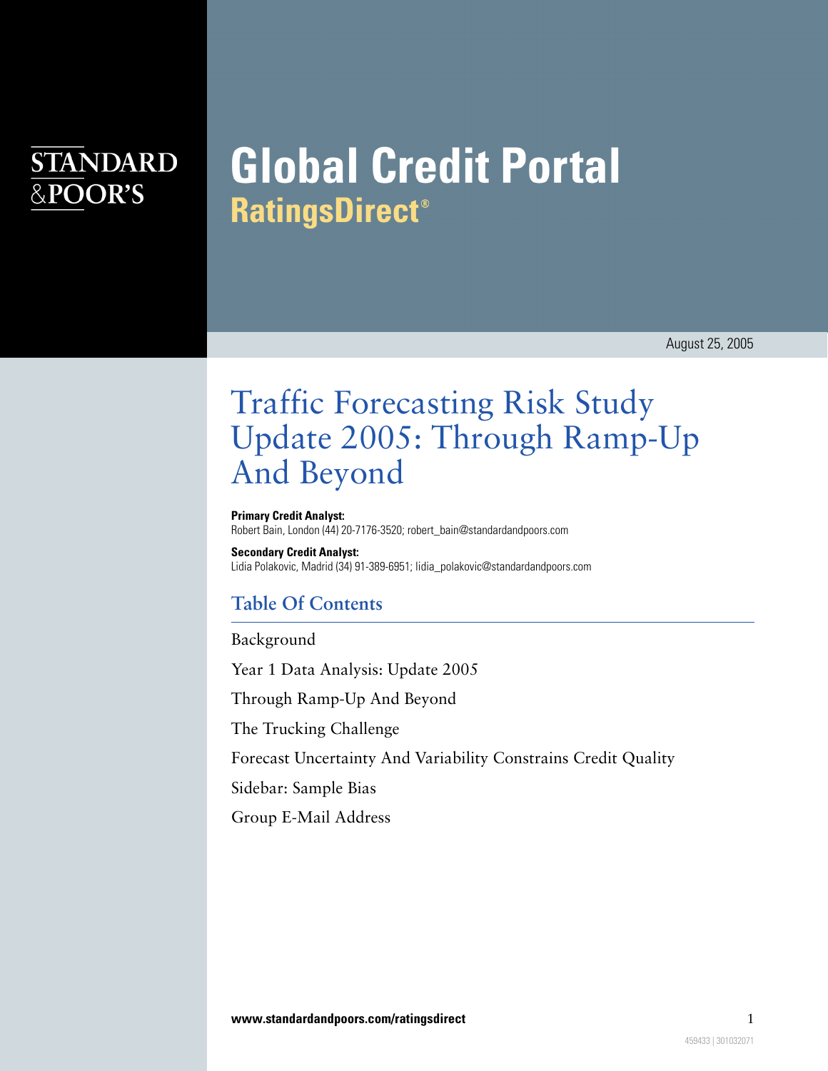STANDARD & POOR'S

# Global Credit Portal
## RatingsDirect®

August 25, 2005

# Traffic Forecasting Risk Study Update 2005: Through Ramp-Up And Beyond

**Primary Credit Analyst:**
Robert Bain, London (44) 20-7176-3520; robert_bain@standardandpoors.com

**Secondary Credit Analyst:**
Lidia Polakovic, Madrid (34) 91-389-6951; lidia_polakovic@standardandpoors.com

## Table Of Contents

Background

Year 1 Data Analysis: Update 2005

Through Ramp-Up And Beyond

The Trucking Challenge

Forecast Uncertainty And Variability Constrains Credit Quality

Sidebar: Sample Bias

Group E-Mail Address

www.standardandpoors.com/ratingsdirect

459433 | 301032071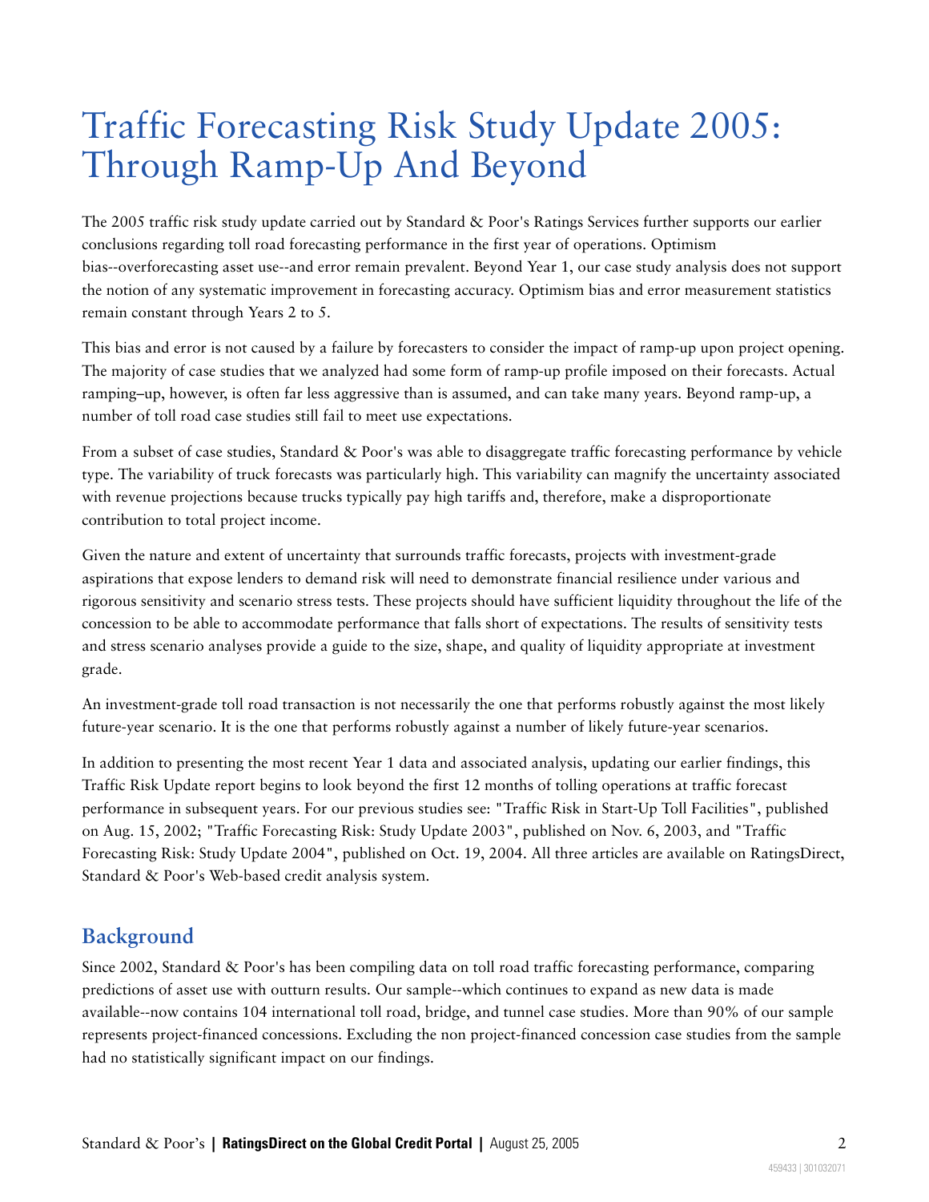# Traffic Forecasting Risk Study Update 2005: Through Ramp-Up And Beyond

The 2005 traffic risk study update carried out by Standard & Poor's Ratings Services further supports our earlier conclusions regarding toll road forecasting performance in the first year of operations. Optimism bias--overforecasting asset use--and error remain prevalent. Beyond Year 1, our case study analysis does not support the notion of any systematic improvement in forecasting accuracy. Optimism bias and error measurement statistics remain constant through Years 2 to 5.

This bias and error is not caused by a failure by forecasters to consider the impact of ramp-up upon project opening. The majority of case studies that we analyzed had some form of ramp-up profile imposed on their forecasts. Actual ramping–up, however, is often far less aggressive than is assumed, and can take many years. Beyond ramp-up, a number of toll road case studies still fail to meet use expectations.

From a subset of case studies, Standard & Poor's was able to disaggregate traffic forecasting performance by vehicle type. The variability of truck forecasts was particularly high. This variability can magnify the uncertainty associated with revenue projections because trucks typically pay high tariffs and, therefore, make a disproportionate contribution to total project income.

Given the nature and extent of uncertainty that surrounds traffic forecasts, projects with investment-grade aspirations that expose lenders to demand risk will need to demonstrate financial resilience under various and rigorous sensitivity and scenario stress tests. These projects should have sufficient liquidity throughout the life of the concession to be able to accommodate performance that falls short of expectations. The results of sensitivity tests and stress scenario analyses provide a guide to the size, shape, and quality of liquidity appropriate at investment grade.

An investment-grade toll road transaction is not necessarily the one that performs robustly against the most likely future-year scenario. It is the one that performs robustly against a number of likely future-year scenarios.

In addition to presenting the most recent Year 1 data and associated analysis, updating our earlier findings, this Traffic Risk Update report begins to look beyond the first 12 months of tolling operations at traffic forecast performance in subsequent years. For our previous studies see: "Traffic Risk in Start-Up Toll Facilities", published on Aug. 15, 2002; "Traffic Forecasting Risk: Study Update 2003", published on Nov. 6, 2003, and "Traffic Forecasting Risk: Study Update 2004", published on Oct. 19, 2004. All three articles are available on RatingsDirect, Standard & Poor's Web-based credit analysis system.

## Background

Since 2002, Standard & Poor's has been compiling data on toll road traffic forecasting performance, comparing predictions of asset use with outturn results. Our sample--which continues to expand as new data is made available--now contains 104 international toll road, bridge, and tunnel case studies. More than 90% of our sample represents project-financed concessions. Excluding the non project-financed concession case studies from the sample had no statistically significant impact on our findings.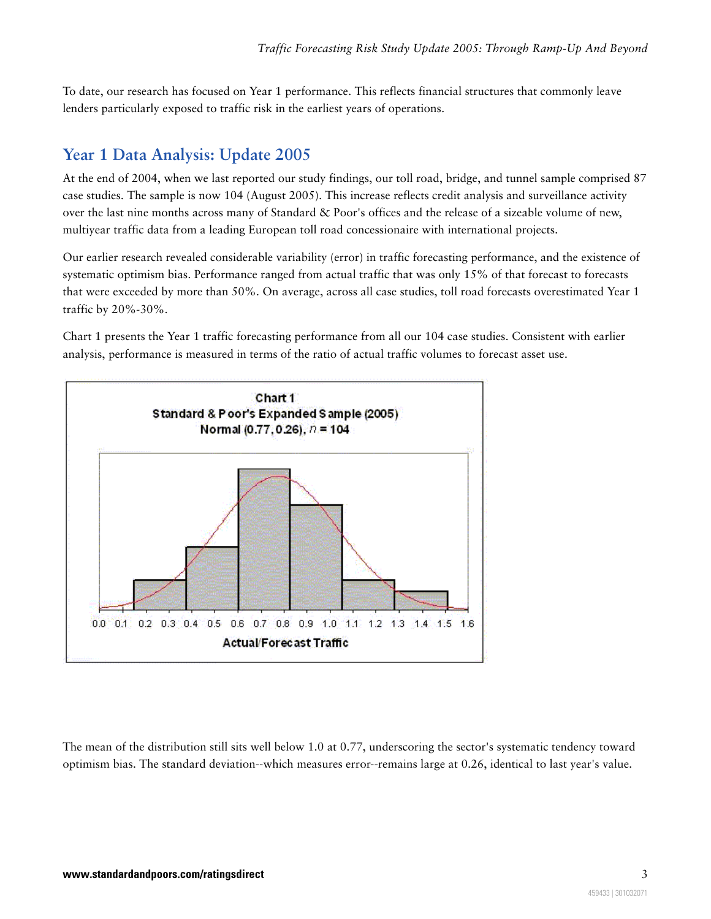To date, our research has focused on Year 1 performance. This reflects financial structures that commonly leave lenders particularly exposed to traffic risk in the earliest years of operations.

## Year 1 Data Analysis: Update 2005

At the end of 2004, when we last reported our study findings, our toll road, bridge, and tunnel sample comprised 87 case studies. The sample is now 104 (August 2005). This increase reflects credit analysis and surveillance activity over the last nine months across many of Standard & Poor's offices and the release of a sizeable volume of new, multiyear traffic data from a leading European toll road concessionaire with international projects.

Our earlier research revealed considerable variability (error) in traffic forecasting performance, and the existence of systematic optimism bias. Performance ranged from actual traffic that was only 15% of that forecast to forecasts that were exceeded by more than 50%. On average, across all case studies, toll road forecasts overestimated Year 1 traffic by 20%-30%.

Chart 1 presents the Year 1 traffic forecasting performance from all our 104 case studies. Consistent with earlier analysis, performance is measured in terms of the ratio of actual traffic volumes to forecast asset use.

Chart 1
Standard & Poor's Expanded Sample (2005)
Normal (0.77, 0.26), $n$ = 104

Actual/Forecast Traffic

The mean of the distribution still sits well below 1.0 at 0.77, underscoring the sector's systematic tendency toward optimism bias. The standard deviation--which measures error--remains large at 0.26, identical to last year's value.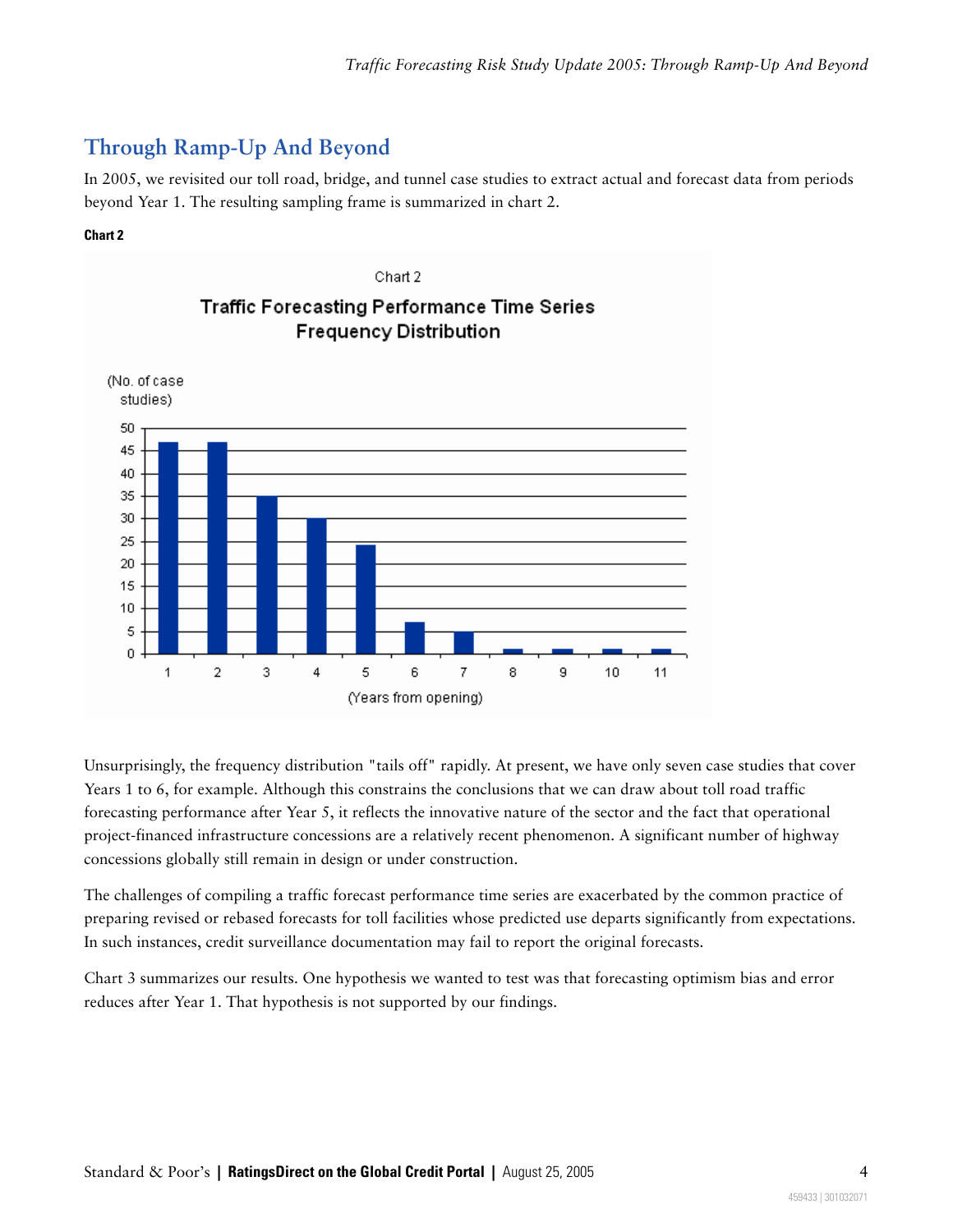## Through Ramp-Up And Beyond

In 2005, we revisited our toll road, bridge, and tunnel case studies to extract actual and forecast data from periods beyond Year 1. The resulting sampling frame is summarized in chart 2.

**Chart 2**

Chart 2

**Traffic Forecasting Performance Time Series Frequency Distribution**

(No. of case studies)

| Years from opening | No. of case studies |
|---|---|
| 1 | 47 |
| 2 | 47 |
| 3 | 35 |
| 4 | 30 |
| 5 | 24 |
| 6 | 7 |
| 7 | 5 |
| 8 | 1 |
| 9 | 1 |
| 10 | 1 |
| 11 | 1 |

(Years from opening)

Unsurprisingly, the frequency distribution "tails off" rapidly. At present, we have only seven case studies that cover Years 1 to 6, for example. Although this constrains the conclusions that we can draw about toll road traffic forecasting performance after Year 5, it reflects the innovative nature of the sector and the fact that operational project-financed infrastructure concessions are a relatively recent phenomenon. A significant number of highway concessions globally still remain in design or under construction.

The challenges of compiling a traffic forecast performance time series are exacerbated by the common practice of preparing revised or rebased forecasts for toll facilities whose predicted use departs significantly from expectations. In such instances, credit surveillance documentation may fail to report the original forecasts.

Chart 3 summarizes our results. One hypothesis we wanted to test was that forecasting optimism bias and error reduces after Year 1. That hypothesis is not supported by our findings.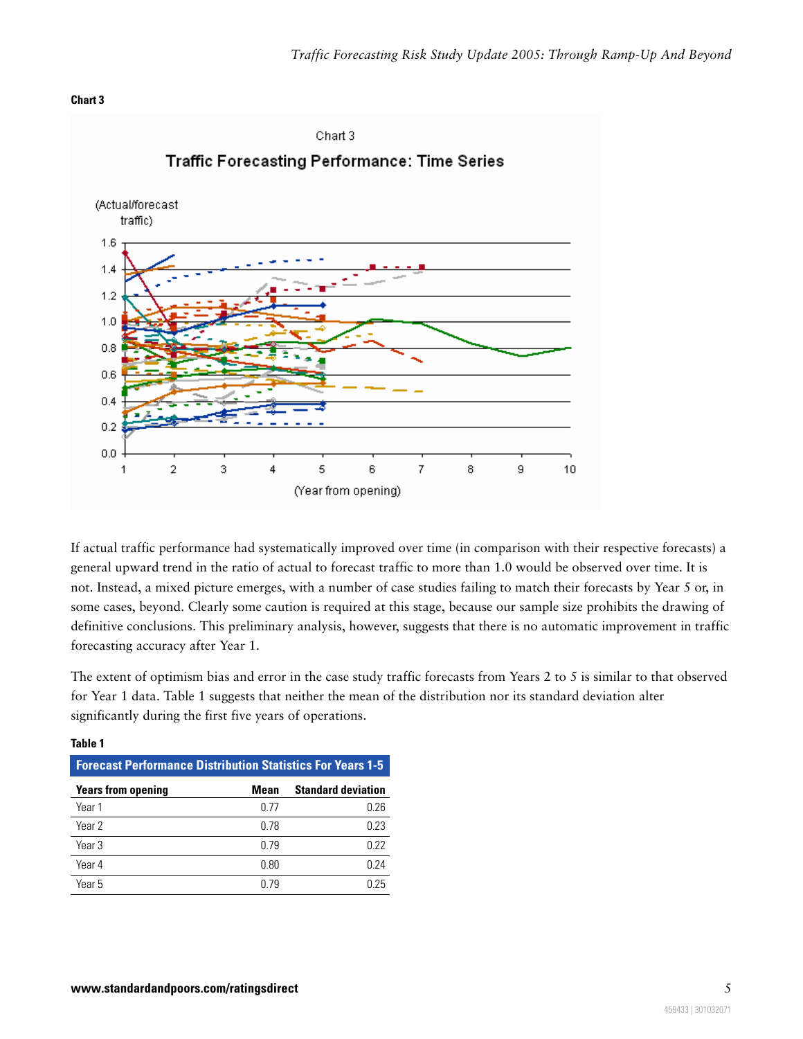**Chart 3**

If actual traffic performance had systematically improved over time (in comparison with their respective forecasts) a general upward trend in the ratio of actual to forecast traffic to more than 1.0 would be observed over time. It is not. Instead, a mixed picture emerges, with a number of case studies failing to match their forecasts by Year 5 or, in some cases, beyond. Clearly some caution is required at this stage, because our sample size prohibits the drawing of definitive conclusions. This preliminary analysis, however, suggests that there is no automatic improvement in traffic forecasting accuracy after Year 1.

The extent of optimism bias and error in the case study traffic forecasts from Years 2 to 5 is similar to that observed for Year 1 data. Table 1 suggests that neither the mean of the distribution nor its standard deviation alter significantly during the first five years of operations.

**Table 1**

**Forecast Performance Distribution Statistics For Years 1-5**

| Years from opening | Mean | Standard deviation |
|---|---|---|
| Year 1 | 0.77 | 0.26 |
| Year 2 | 0.78 | 0.23 |
| Year 3 | 0.79 | 0.22 |
| Year 4 | 0.80 | 0.24 |
| Year 5 | 0.79 | 0.25 |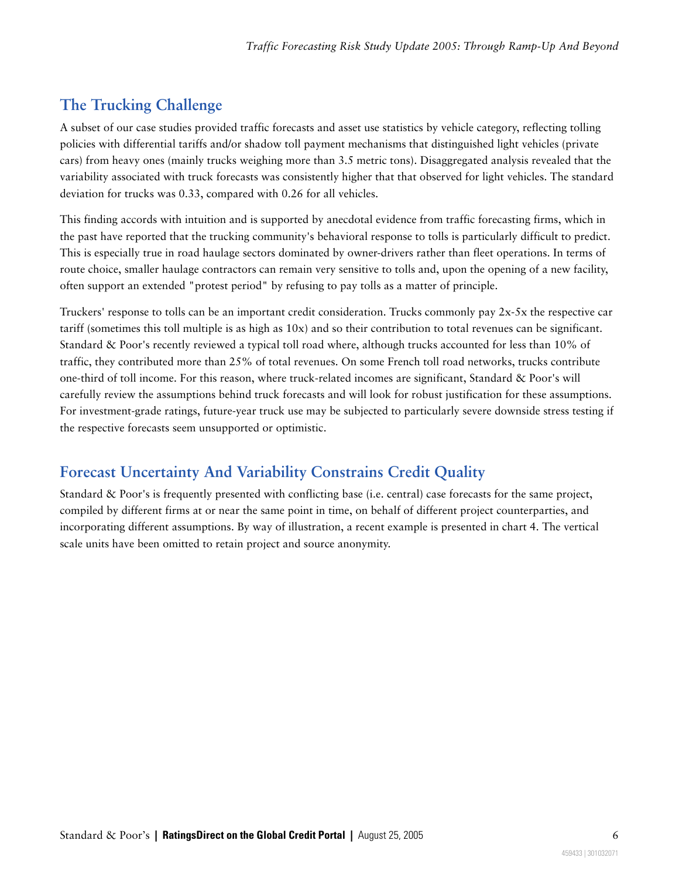## The Trucking Challenge

A subset of our case studies provided traffic forecasts and asset use statistics by vehicle category, reflecting tolling policies with differential tariffs and/or shadow toll payment mechanisms that distinguished light vehicles (private cars) from heavy ones (mainly trucks weighing more than 3.5 metric tons). Disaggregated analysis revealed that the variability associated with truck forecasts was consistently higher that that observed for light vehicles. The standard deviation for trucks was 0.33, compared with 0.26 for all vehicles.

This finding accords with intuition and is supported by anecdotal evidence from traffic forecasting firms, which in the past have reported that the trucking community's behavioral response to tolls is particularly difficult to predict. This is especially true in road haulage sectors dominated by owner-drivers rather than fleet operations. In terms of route choice, smaller haulage contractors can remain very sensitive to tolls and, upon the opening of a new facility, often support an extended "protest period" by refusing to pay tolls as a matter of principle.

Truckers' response to tolls can be an important credit consideration. Trucks commonly pay 2x-5x the respective car tariff (sometimes this toll multiple is as high as 10x) and so their contribution to total revenues can be significant. Standard & Poor's recently reviewed a typical toll road where, although trucks accounted for less than 10% of traffic, they contributed more than 25% of total revenues. On some French toll road networks, trucks contribute one-third of toll income. For this reason, where truck-related incomes are significant, Standard & Poor's will carefully review the assumptions behind truck forecasts and will look for robust justification for these assumptions. For investment-grade ratings, future-year truck use may be subjected to particularly severe downside stress testing if the respective forecasts seem unsupported or optimistic.

## Forecast Uncertainty And Variability Constrains Credit Quality

Standard & Poor's is frequently presented with conflicting base (i.e. central) case forecasts for the same project, compiled by different firms at or near the same point in time, on behalf of different project counterparties, and incorporating different assumptions. By way of illustration, a recent example is presented in chart 4. The vertical scale units have been omitted to retain project and source anonymity.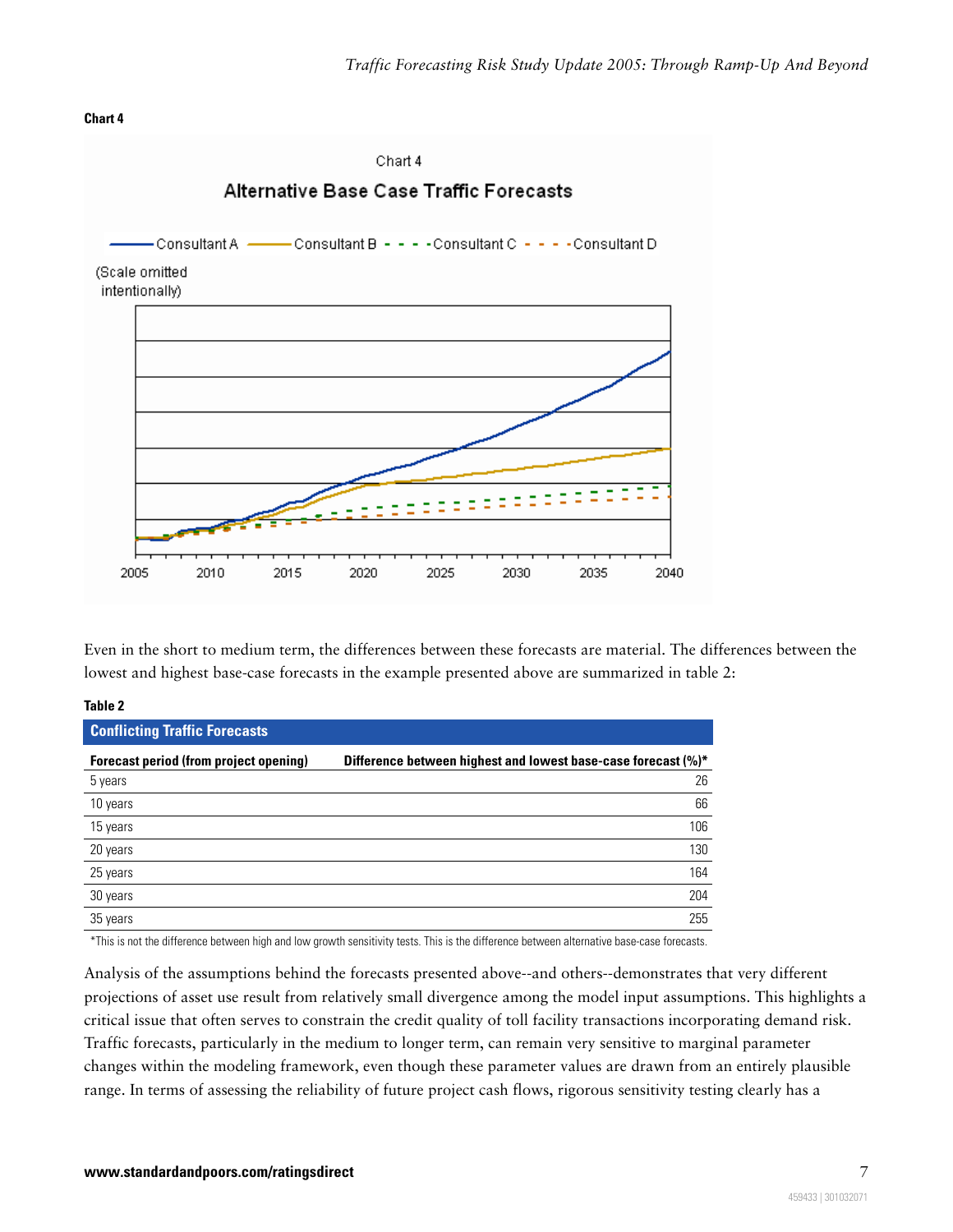**Chart 4**

Chart 4

**Alternative Base Case Traffic Forecasts**

Consultant A — Consultant B — Consultant C — Consultant D

(Scale omitted intentionally)

2005 2010 2015 2020 2025 2030 2035 2040

Even in the short to medium term, the differences between these forecasts are material. The differences between the lowest and highest base-case forecasts in the example presented above are summarized in table 2:

**Table 2**

**Conflicting Traffic Forecasts**

| Forecast period (from project opening) | Difference between highest and lowest base-case forecast (%)* |
|---|---|
| 5 years | 26 |
| 10 years | 66 |
| 15 years | 106 |
| 20 years | 130 |
| 25 years | 164 |
| 30 years | 204 |
| 35 years | 255 |

*This is not the difference between high and low growth sensitivity tests. This is the difference between alternative base-case forecasts.

Analysis of the assumptions behind the forecasts presented above--and others--demonstrates that very different projections of asset use result from relatively small divergence among the model input assumptions. This highlights a critical issue that often serves to constrain the credit quality of toll facility transactions incorporating demand risk. Traffic forecasts, particularly in the medium to longer term, can remain very sensitive to marginal parameter changes within the modeling framework, even though these parameter values are drawn from an entirely plausible range. In terms of assessing the reliability of future project cash flows, rigorous sensitivity testing clearly has a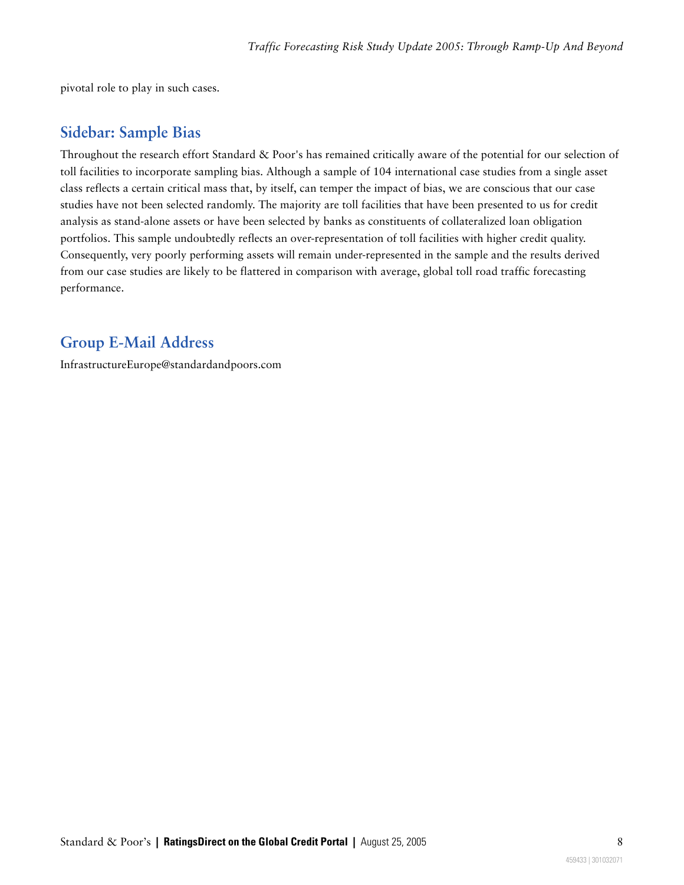pivotal role to play in such cases.

## Sidebar: Sample Bias

Throughout the research effort Standard & Poor's has remained critically aware of the potential for our selection of toll facilities to incorporate sampling bias. Although a sample of 104 international case studies from a single asset class reflects a certain critical mass that, by itself, can temper the impact of bias, we are conscious that our case studies have not been selected randomly. The majority are toll facilities that have been presented to us for credit analysis as stand-alone assets or have been selected by banks as constituents of collateralized loan obligation portfolios. This sample undoubtedly reflects an over-representation of toll facilities with higher credit quality. Consequently, very poorly performing assets will remain under-represented in the sample and the results derived from our case studies are likely to be flattered in comparison with average, global toll road traffic forecasting performance.

## Group E-Mail Address

InfrastructureEurope@standardandpoors.com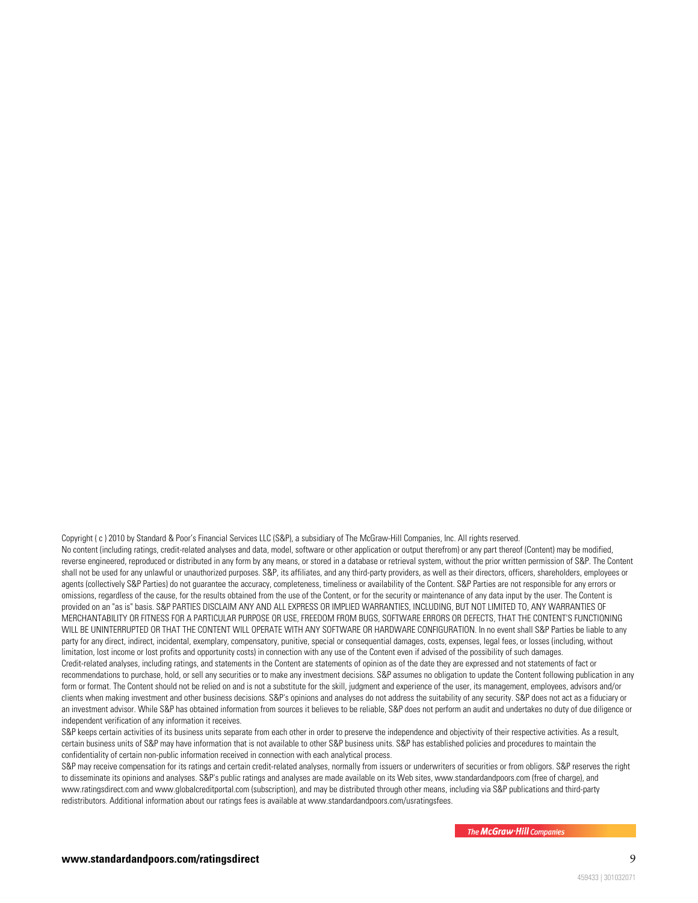Copyright ( c ) 2010 by Standard & Poor's Financial Services LLC (S&P), a subsidiary of The McGraw-Hill Companies, Inc. All rights reserved.

No content (including ratings, credit-related analyses and data, model, software or other application or output therefrom) or any part thereof (Content) may be modified, reverse engineered, reproduced or distributed in any form by any means, or stored in a database or retrieval system, without the prior written permission of S&P. The Content shall not be used for any unlawful or unauthorized purposes. S&P, its affiliates, and any third-party providers, as well as their directors, officers, shareholders, employees or agents (collectively S&P Parties) do not guarantee the accuracy, completeness, timeliness or availability of the Content. S&P Parties are not responsible for any errors or omissions, regardless of the cause, for the results obtained from the use of the Content, or for the security or maintenance of any data input by the user. The Content is provided on an "as is" basis. S&P PARTIES DISCLAIM ANY AND ALL EXPRESS OR IMPLIED WARRANTIES, INCLUDING, BUT NOT LIMITED TO, ANY WARRANTIES OF MERCHANTABILITY OR FITNESS FOR A PARTICULAR PURPOSE OR USE, FREEDOM FROM BUGS, SOFTWARE ERRORS OR DEFECTS, THAT THE CONTENT'S FUNCTIONING WILL BE UNINTERRUPTED OR THAT THE CONTENT WILL OPERATE WITH ANY SOFTWARE OR HARDWARE CONFIGURATION. In no event shall S&P Parties be liable to any party for any direct, indirect, incidental, exemplary, compensatory, punitive, special or consequential damages, costs, expenses, legal fees, or losses (including, without limitation, lost income or lost profits and opportunity costs) in connection with any use of the Content even if advised of the possibility of such damages.

Credit-related analyses, including ratings, and statements in the Content are statements of opinion as of the date they are expressed and not statements of fact or recommendations to purchase, hold, or sell any securities or to make any investment decisions. S&P assumes no obligation to update the Content following publication in any form or format. The Content should not be relied on and is not a substitute for the skill, judgment and experience of the user, its management, employees, advisors and/or clients when making investment and other business decisions. S&P's opinions and analyses do not address the suitability of any security. S&P does not act as a fiduciary or an investment advisor. While S&P has obtained information from sources it believes to be reliable, S&P does not perform an audit and undertakes no duty of due diligence or independent verification of any information it receives.

S&P keeps certain activities of its business units separate from each other in order to preserve the independence and objectivity of their respective activities. As a result, certain business units of S&P may have information that is not available to other S&P business units. S&P has established policies and procedures to maintain the confidentiality of certain non-public information received in connection with each analytical process.

S&P may receive compensation for its ratings and certain credit-related analyses, normally from issuers or underwriters of securities or from obligors. S&P reserves the right to disseminate its opinions and analyses. S&P's public ratings and analyses are made available on its Web sites, www.standardandpoors.com (free of charge), and www.ratingsdirect.com and www.globalcreditportal.com (subscription), and may be distributed through other means, including via S&P publications and third-party redistributors. Additional information about our ratings fees is available at www.standardandpoors.com/usratingsfees.

The McGraw-Hill Companies

459433 | 301032071